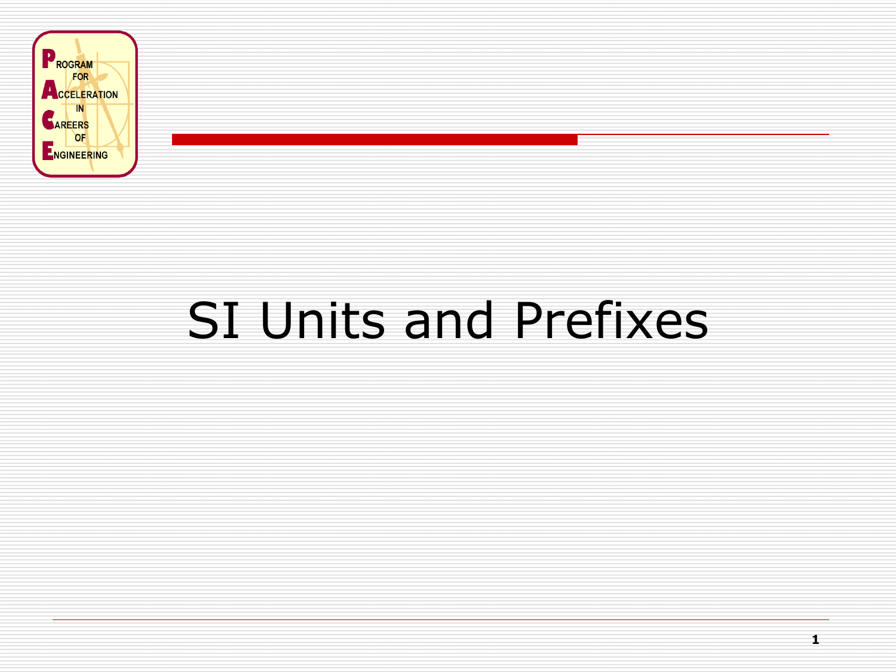PROGRAM FOR ACCELERATION IN CAREERS OF ENGINEERING

# SI Units and Prefixes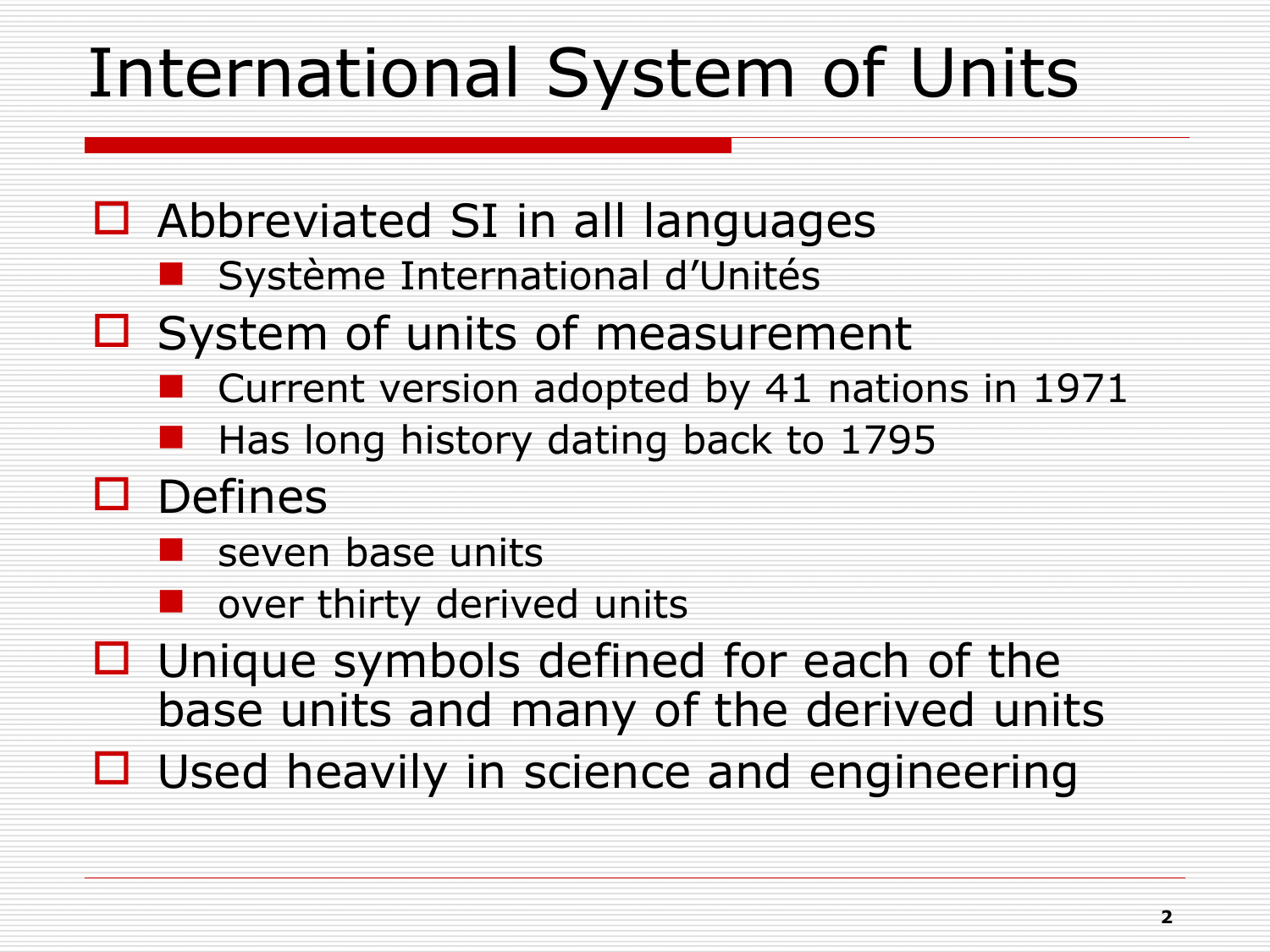# International System of Units

- Abbreviated SI in all languages
  - Système International d'Unités
- System of units of measurement
  - Current version adopted by 41 nations in 1971
  - Has long history dating back to 1795
- Defines
  - seven base units
  - over thirty derived units
- Unique symbols defined for each of the base units and many of the derived units
- Used heavily in science and engineering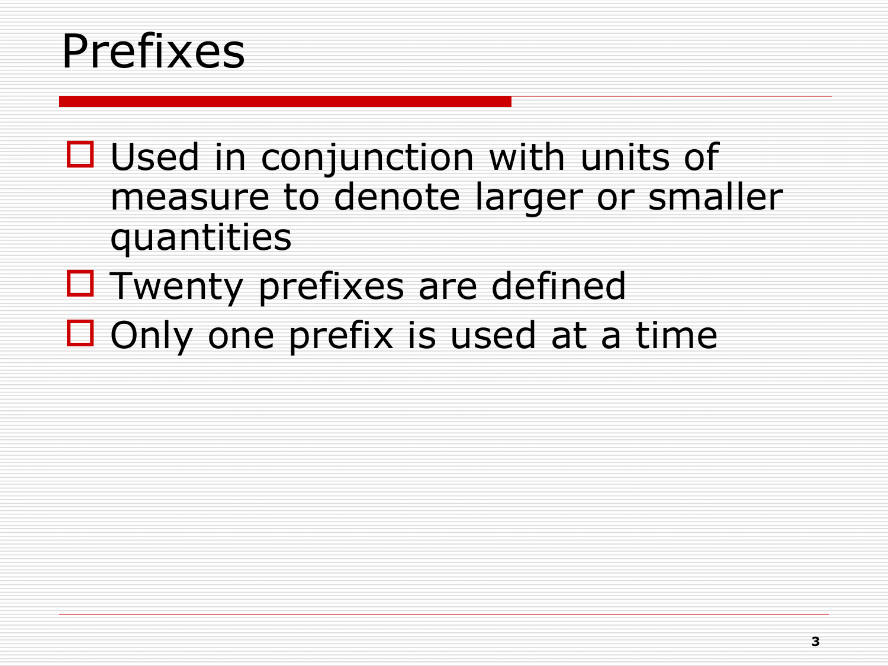# Prefixes

- Used in conjunction with units of measure to denote larger or smaller quantities
- Twenty prefixes are defined
- Only one prefix is used at a time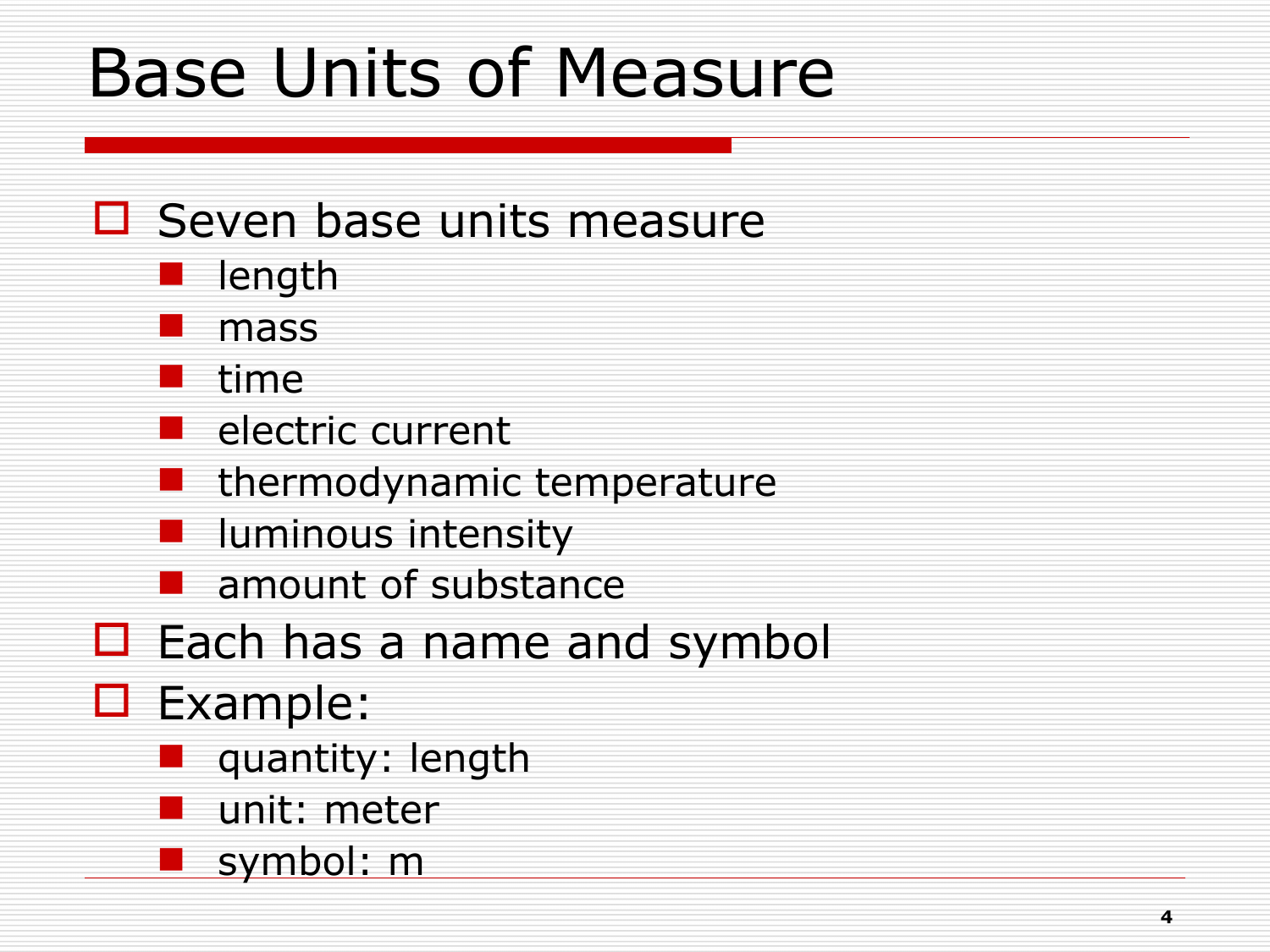# Base Units of Measure

- Seven base units measure
  - length
  - mass
  - time
  - electric current
  - thermodynamic temperature
  - luminous intensity
  - amount of substance
- Each has a name and symbol
- Example:
  - quantity: length
  - unit: meter
  - symbol: m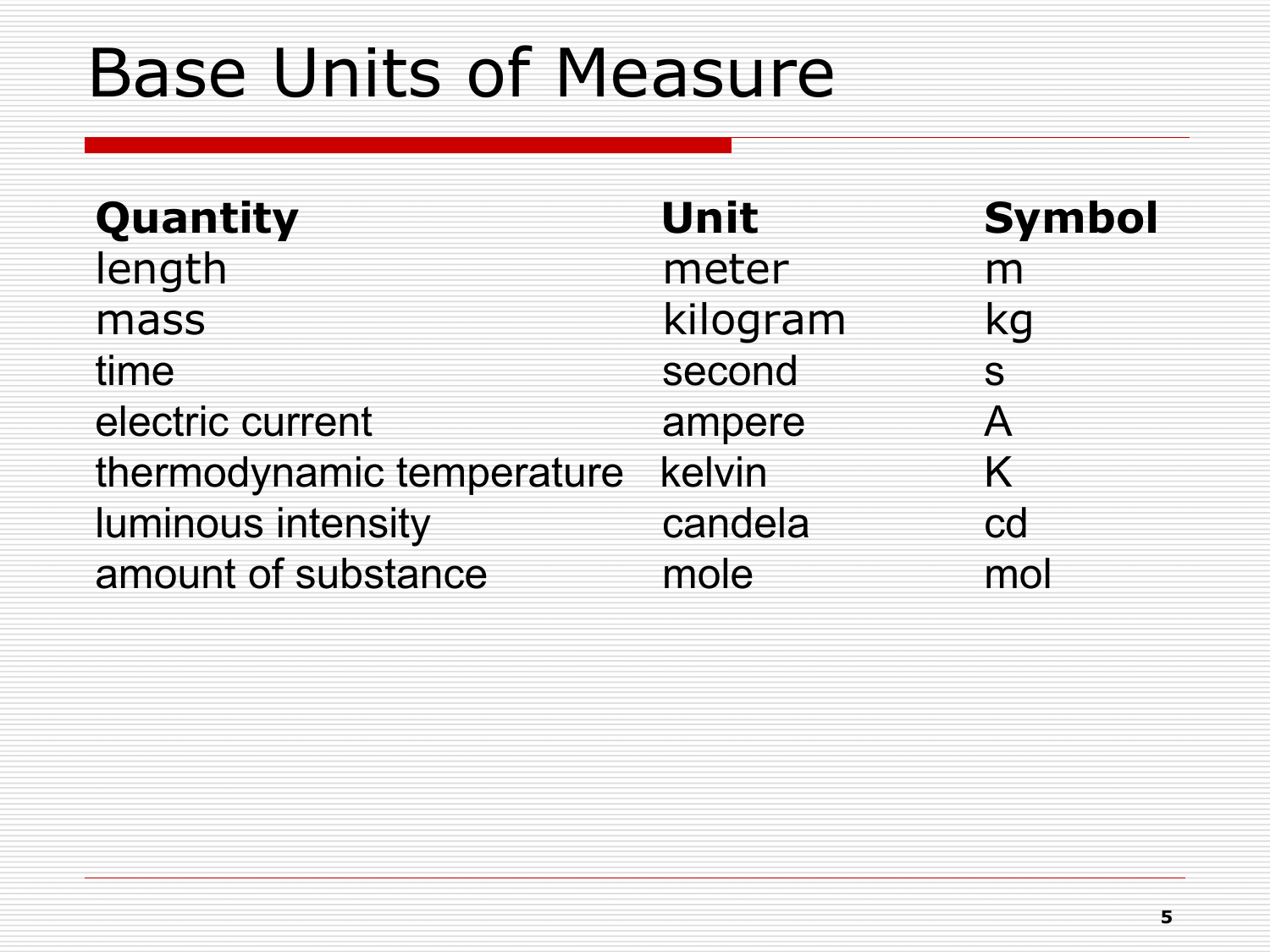# Base Units of Measure

| Quantity | Unit | Symbol |
| --- | --- | --- |
| length | meter | m |
| mass | kilogram | kg |
| time | second | s |
| electric current | ampere | A |
| thermodynamic temperature | kelvin | K |
| luminous intensity | candela | cd |
| amount of substance | mole | mol |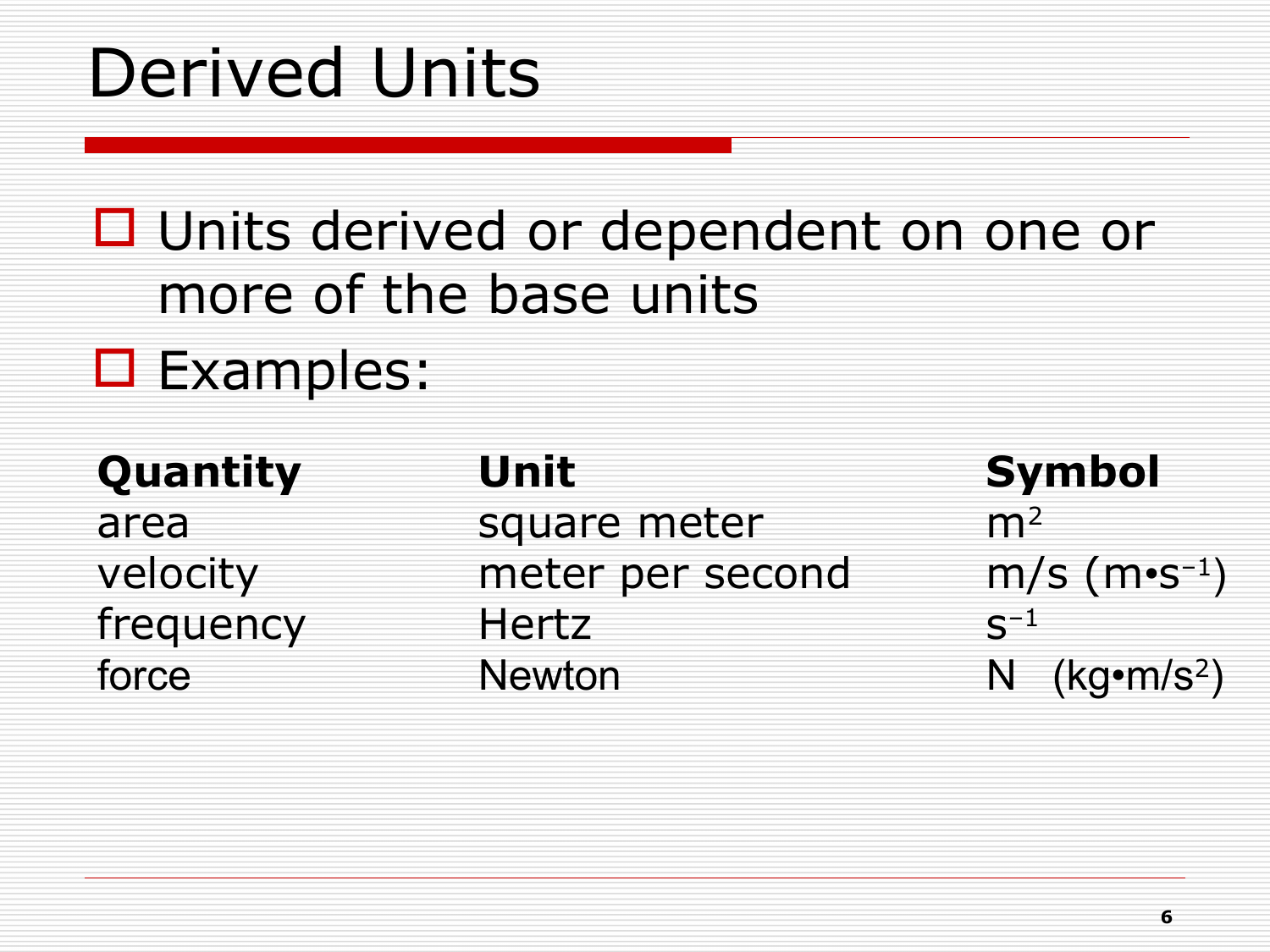# Derived Units

- Units derived or dependent on one or more of the base units
- Examples:

| Quantity | Unit | Symbol |
| --- | --- | --- |
| area | square meter | $m^2$ |
| velocity | meter per second | m/s ($m \bullet s^{-1}$) |
| frequency | Hertz | $s^{-1}$ |
| force | Newton | N ($kg \bullet m/s^2$) |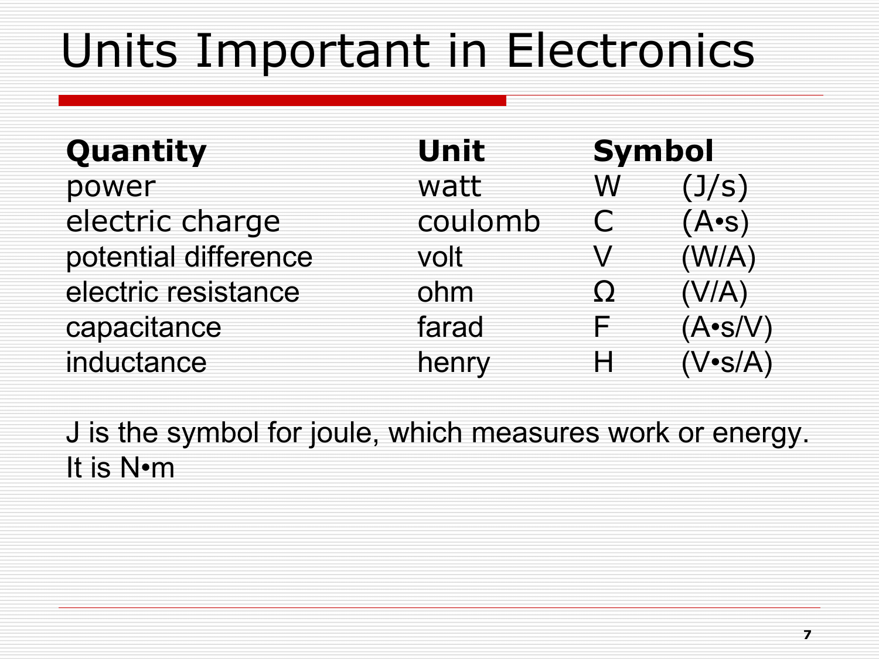# Units Important in Electronics

| Quantity | Unit | Symbol | |
|---|---|---|---|
| power | watt | W | (J/s) |
| electric charge | coulomb | C | (A•s) |
| potential difference | volt | V | (W/A) |
| electric resistance | ohm | Ω | (V/A) |
| capacitance | farad | F | (A•s/V) |
| inductance | henry | H | (V•s/A) |

J is the symbol for joule, which measures work or energy. It is N•m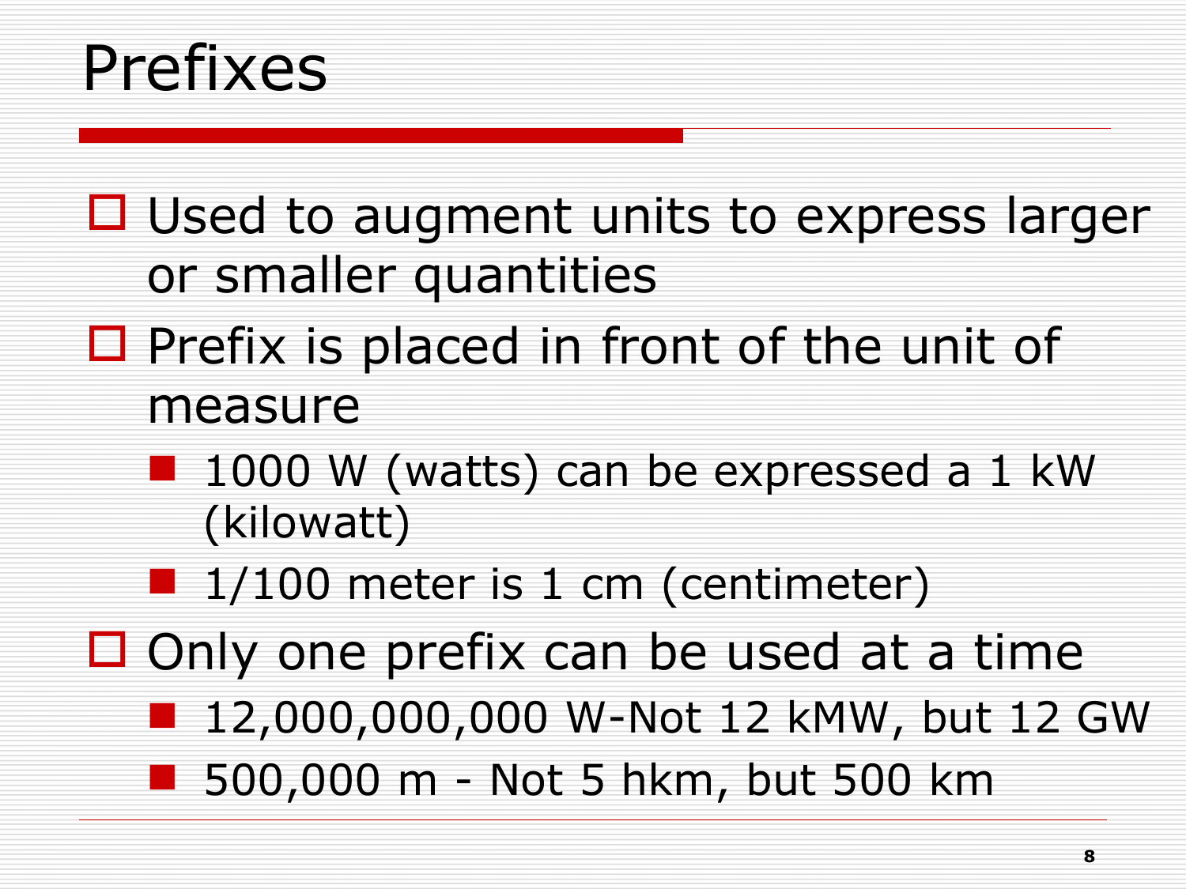# Prefixes

- Used to augment units to express larger or smaller quantities
- Prefix is placed in front of the unit of measure
  - 1000 W (watts) can be expressed a 1 kW (kilowatt)
  - 1/100 meter is 1 cm (centimeter)
- Only one prefix can be used at a time
  - 12,000,000,000 W-Not 12 kMW, but 12 GW
  - 500,000 m - Not 5 hkm, but 500 km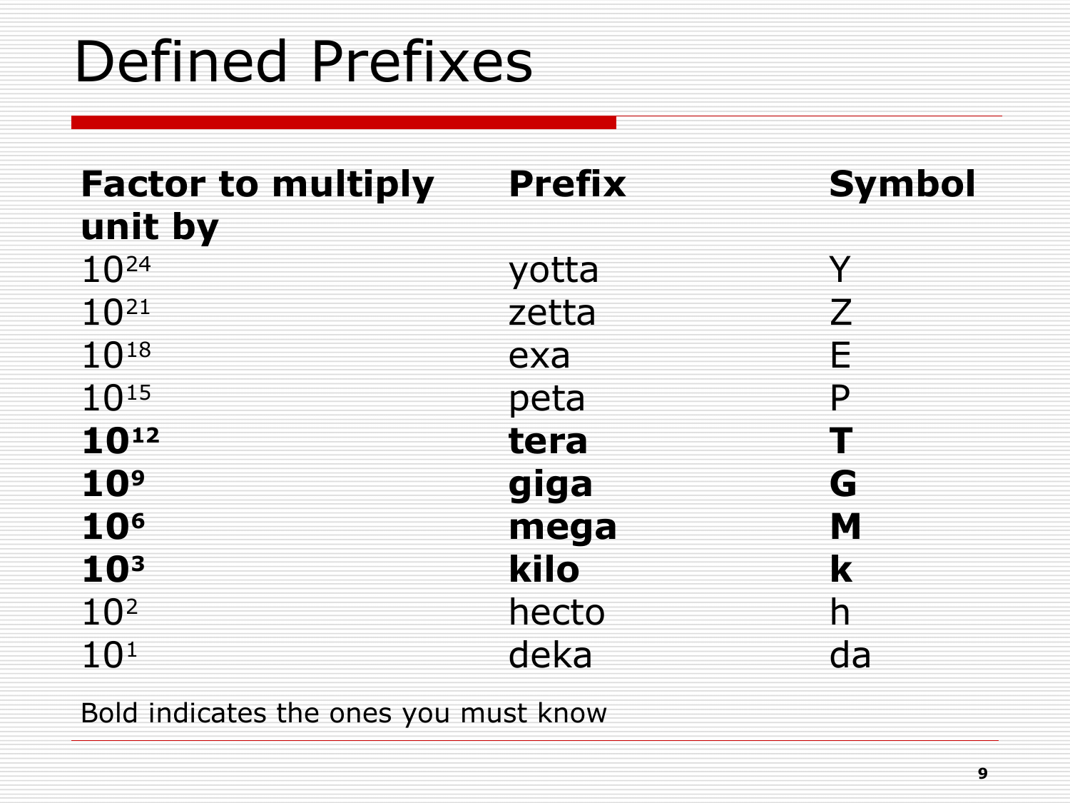# Defined Prefixes

| Factor to multiply unit by | Prefix | Symbol |
|---|---|---|
| $10^{24}$ | yotta | Y |
| $10^{21}$ | zetta | Z |
| $10^{18}$ | exa | E |
| $10^{15}$ | peta | P |
| **$10^{12}$** | **tera** | **T** |
| **$10^{9}$** | **giga** | **G** |
| **$10^{6}$** | **mega** | **M** |
| **$10^{3}$** | **kilo** | **k** |
| $10^{2}$ | hecto | h |
| $10^{1}$ | deka | da |

Bold indicates the ones you must know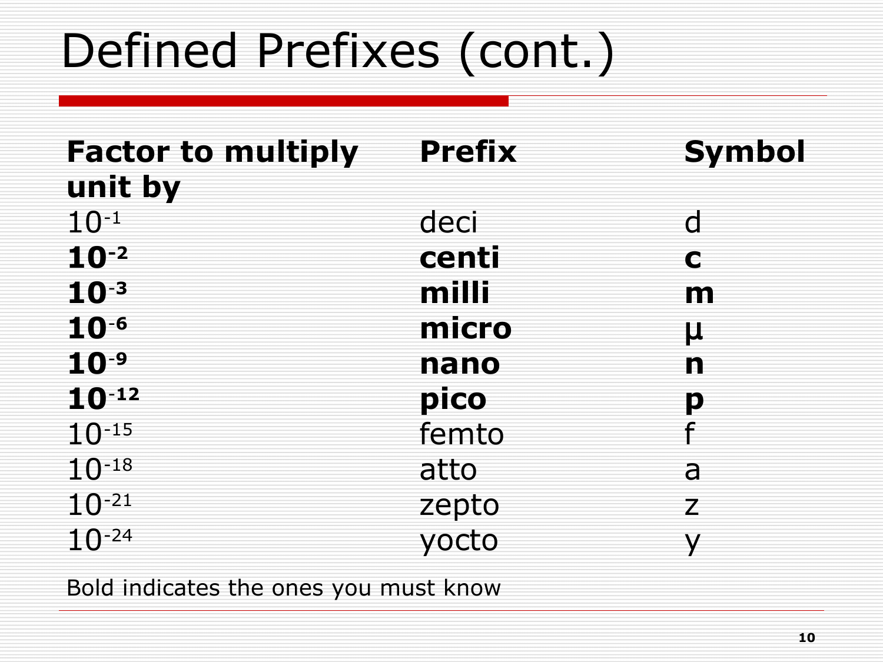# Defined Prefixes (cont.)

| **Factor to multiply unit by** | **Prefix** | **Symbol** |
|---|---|---|
| $10^{-1}$ | deci | d |
| **$10^{-2}$** | **centi** | **c** |
| **$10^{-3}$** | **milli** | **m** |
| **$10^{-6}$** | **micro** | **μ** |
| **$10^{-9}$** | **nano** | **n** |
| **$10^{-12}$** | **pico** | **p** |
| $10^{-15}$ | femto | f |
| $10^{-18}$ | atto | a |
| $10^{-21}$ | zepto | z |
| $10^{-24}$ | yocto | y |

Bold indicates the ones you must know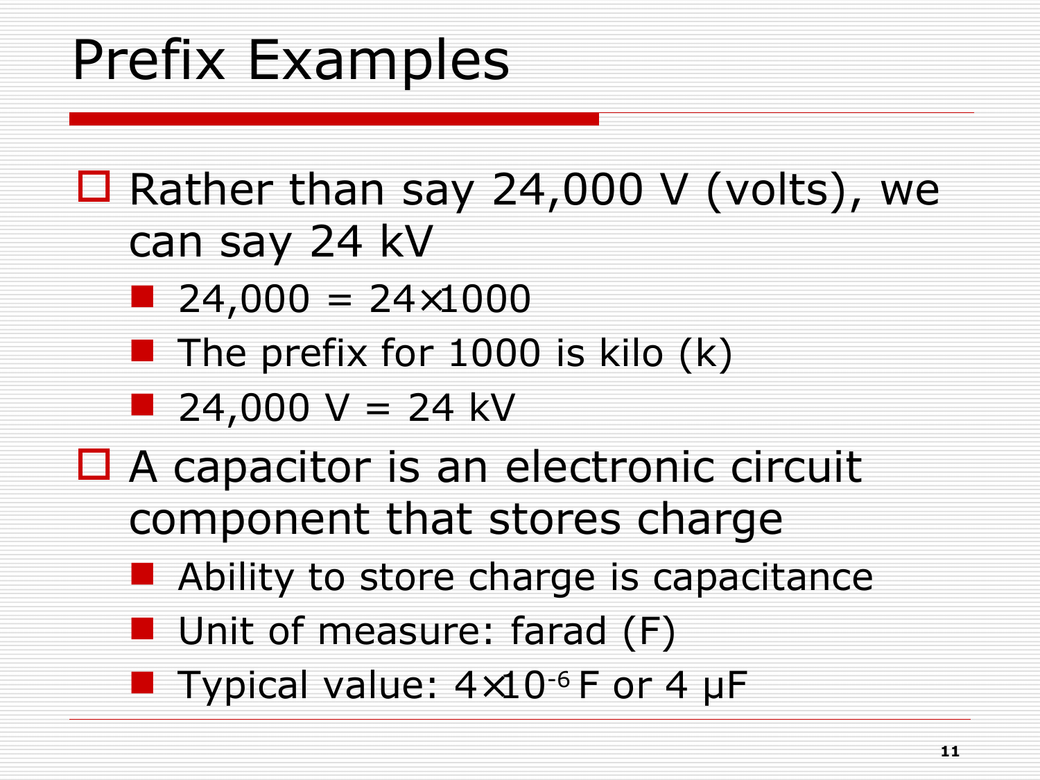# Prefix Examples

- Rather than say 24,000 V (volts), we can say 24 kV
  - $24{,}000 = 24 \times 1000$
  - The prefix for 1000 is kilo (k)
  - 24,000 V = 24 kV
- A capacitor is an electronic circuit component that stores charge
  - Ability to store charge is capacitance
  - Unit of measure: farad (F)
  - Typical value: $4 \times 10^{-6}$ F or 4 μF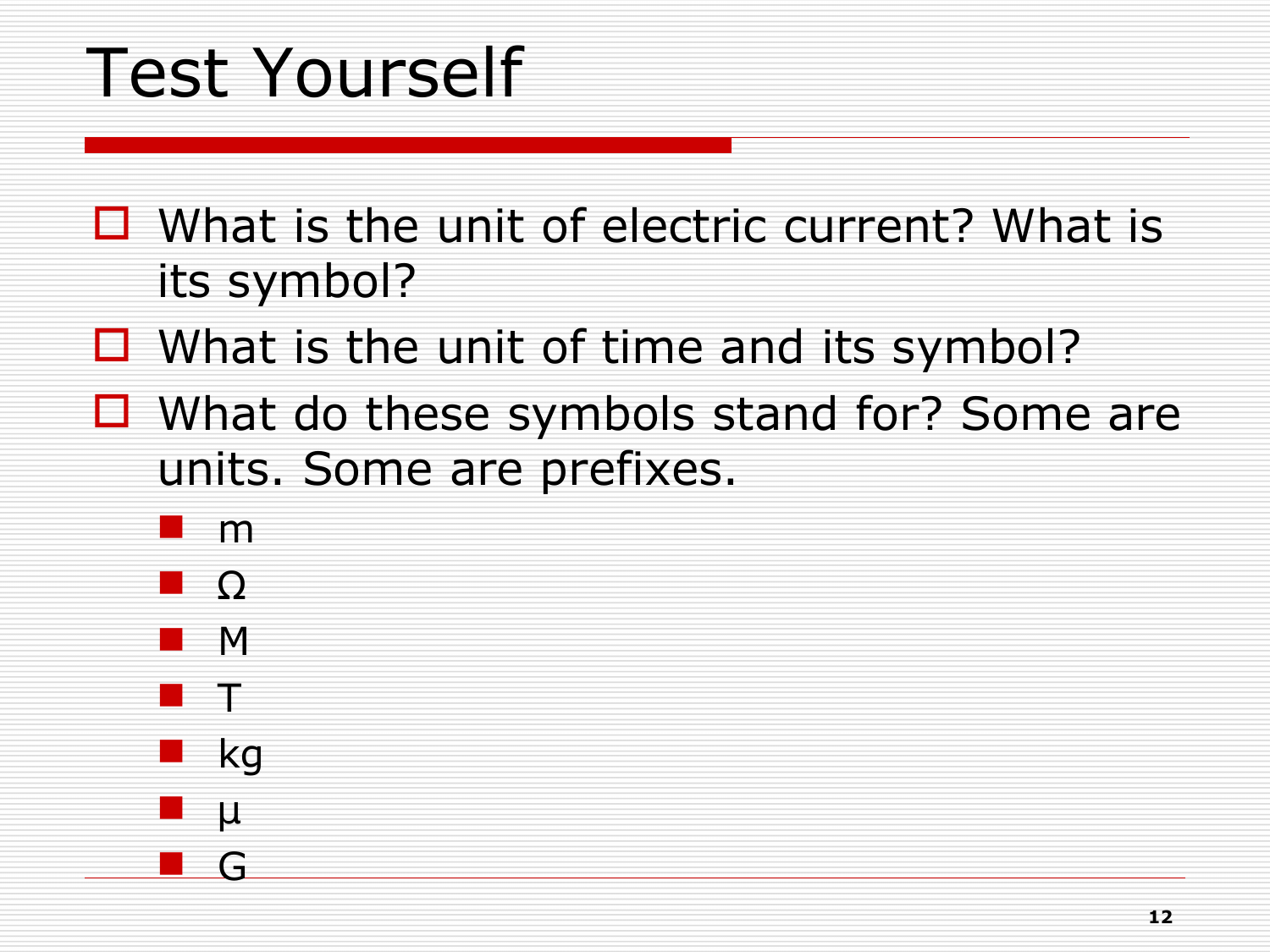# Test Yourself

- What is the unit of electric current? What is its symbol?
- What is the unit of time and its symbol?
- What do these symbols stand for? Some are units. Some are prefixes.
  - m
  - Ω
  - M
  - T
  - kg
  - µ
  - G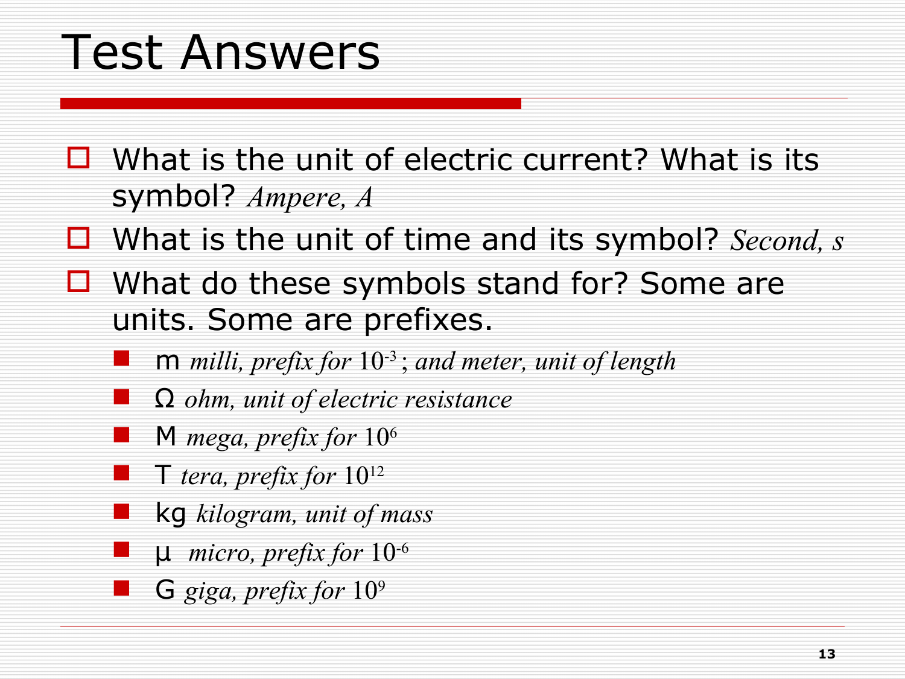# Test Answers

- What is the unit of electric current? What is its symbol? *Ampere, A*
- What is the unit of time and its symbol? *Second, s*
- What do these symbols stand for? Some are units. Some are prefixes.
  - m *milli, prefix for* $10^{-3}$; *and meter, unit of length*
  - Ω *ohm, unit of electric resistance*
  - M *mega, prefix for* $10^{6}$
  - T *tera, prefix for* $10^{12}$
  - kg *kilogram, unit of mass*
  - μ *micro, prefix for* $10^{-6}$
  - G *giga, prefix for* $10^{9}$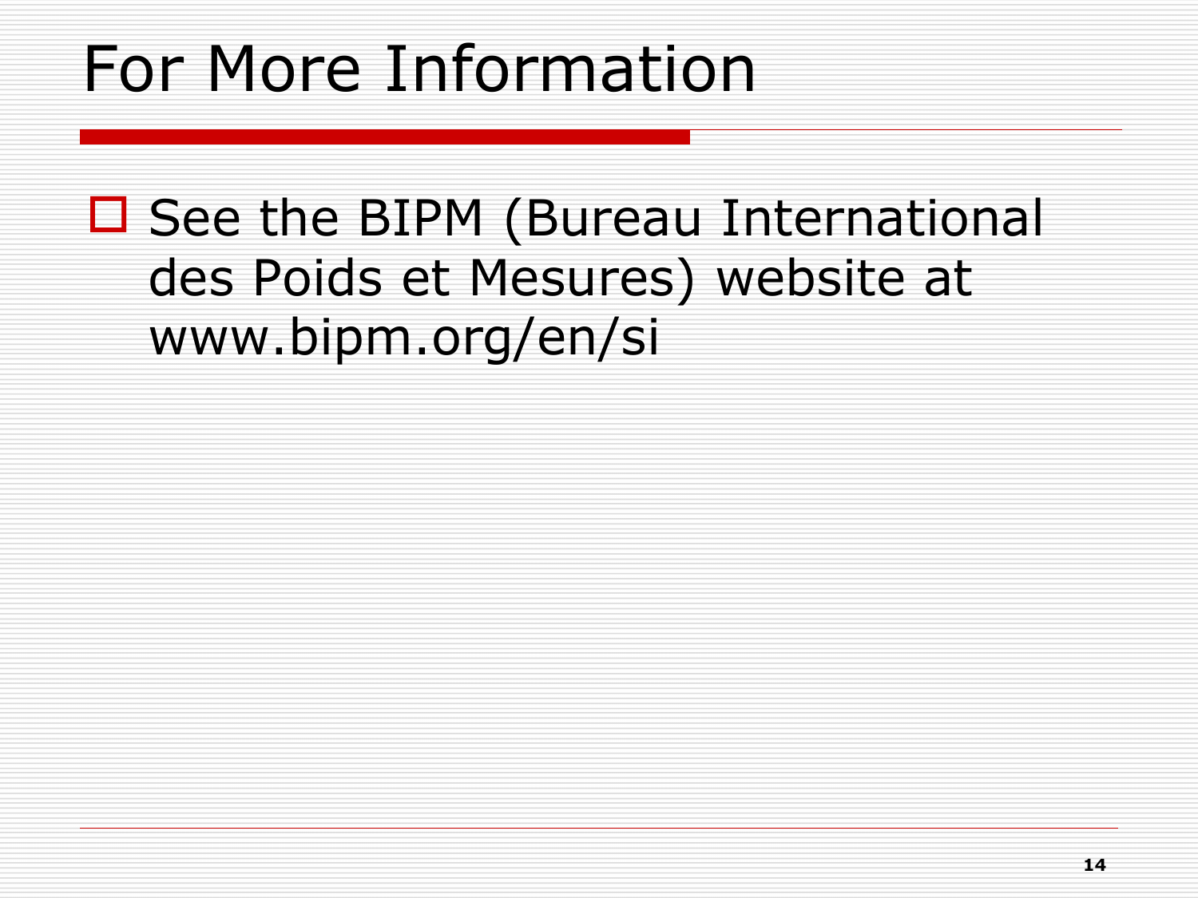# For More Information

- See the BIPM (Bureau International des Poids et Mesures) website at www.bipm.org/en/si